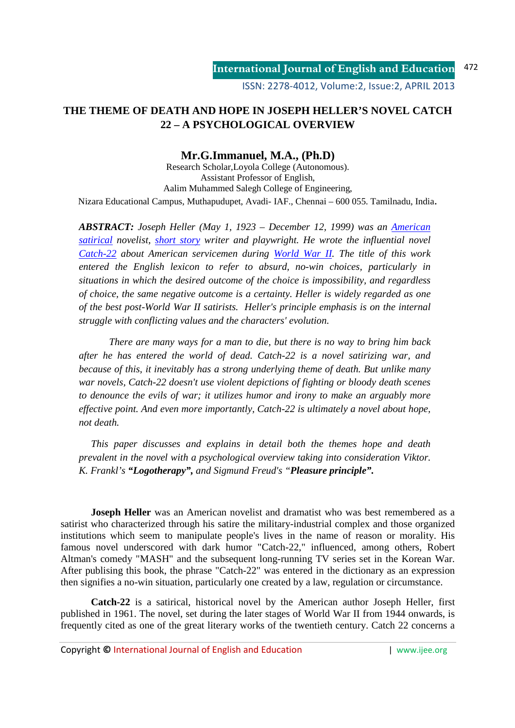# THE THEME OF DEATH AND HOPE IN JOSEPH HELLER'S NOVEL CATCH 22 – A PSYCHOLOGICAL OVERVIEW

**Mr.G.Immanuel, M.A., (Ph.D)**

Research Scholar,Loyola College (Autonomous).
Assistant Professor of English,
Aalim Muhammed Salegh College of Engineering,
Nizara Educational Campus, Muthapudupet, Avadi- IAF., Chennai – 600 055. Tamilnadu, India.

***ABSTRACT:*** *Joseph Heller (May 1, 1923 – December 12, 1999) was an American satirical novelist, short story writer and playwright. He wrote the influential novel Catch-22 about American servicemen during World War II. The title of this work entered the English lexicon to refer to absurd, no-win choices, particularly in situations in which the desired outcome of the choice is impossibility, and regardless of choice, the same negative outcome is a certainty. Heller is widely regarded as one of the best post-World War II satirists. Heller's principle emphasis is on the internal struggle with conflicting values and the characters' evolution.*

*There are many ways for a man to die, but there is no way to bring him back after he has entered the world of dead. Catch-22 is a novel satirizing war, and because of this, it inevitably has a strong underlying theme of death. But unlike many war novels, Catch-22 doesn't use violent depictions of fighting or bloody death scenes to denounce the evils of war; it utilizes humor and irony to make an arguably more effective point. And even more importantly, Catch-22 is ultimately a novel about hope, not death.*

*This paper discusses and explains in detail both the themes hope and death prevalent in the novel with a psychological overview taking into consideration Viktor. K. Frankl's **"Logotherapy",** and Sigmund Freud's "**Pleasure principle".***

**Joseph Heller** was an American novelist and dramatist who was best remembered as a satirist who characterized through his satire the military-industrial complex and those organized institutions which seem to manipulate people's lives in the name of reason or morality. His famous novel underscored with dark humor "Catch-22," influenced, among others, Robert Altman's comedy "MASH" and the subsequent long-running TV series set in the Korean War. After publising this book, the phrase "Catch-22" was entered in the dictionary as an expression then signifies a no-win situation, particularly one created by a law, regulation or circumstance.

**Catch-22** is a satirical, historical novel by the American author Joseph Heller, first published in 1961. The novel, set during the later stages of World War II from 1944 onwards, is frequently cited as one of the great literary works of the twentieth century. Catch 22 concerns a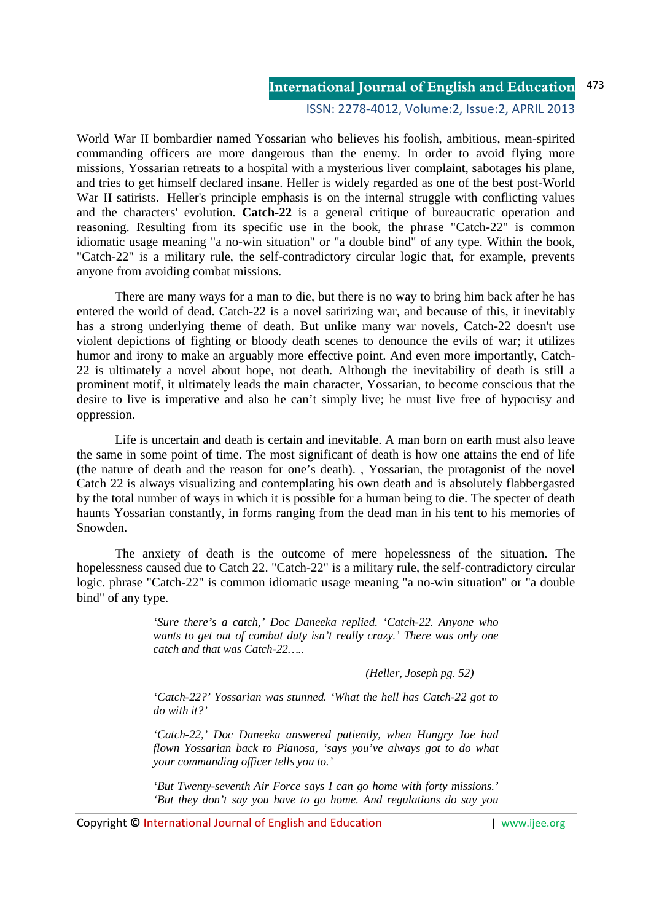World War II bombardier named Yossarian who believes his foolish, ambitious, mean-spirited commanding officers are more dangerous than the enemy. In order to avoid flying more missions, Yossarian retreats to a hospital with a mysterious liver complaint, sabotages his plane, and tries to get himself declared insane. Heller is widely regarded as one of the best post-World War II satirists. Heller's principle emphasis is on the internal struggle with conflicting values and the characters' evolution. **Catch-22** is a general critique of bureaucratic operation and reasoning. Resulting from its specific use in the book, the phrase "Catch-22" is common idiomatic usage meaning "a no-win situation" or "a double bind" of any type. Within the book, "Catch-22" is a military rule, the self-contradictory circular logic that, for example, prevents anyone from avoiding combat missions.

There are many ways for a man to die, but there is no way to bring him back after he has entered the world of dead. Catch-22 is a novel satirizing war, and because of this, it inevitably has a strong underlying theme of death. But unlike many war novels, Catch-22 doesn't use violent depictions of fighting or bloody death scenes to denounce the evils of war; it utilizes humor and irony to make an arguably more effective point. And even more importantly, Catch-22 is ultimately a novel about hope, not death. Although the inevitability of death is still a prominent motif, it ultimately leads the main character, Yossarian, to become conscious that the desire to live is imperative and also he can't simply live; he must live free of hypocrisy and oppression.

Life is uncertain and death is certain and inevitable. A man born on earth must also leave the same in some point of time. The most significant of death is how one attains the end of life (the nature of death and the reason for one's death). , Yossarian, the protagonist of the novel Catch 22 is always visualizing and contemplating his own death and is absolutely flabbergasted by the total number of ways in which it is possible for a human being to die. The specter of death haunts Yossarian constantly, in forms ranging from the dead man in his tent to his memories of Snowden.

The anxiety of death is the outcome of mere hopelessness of the situation. The hopelessness caused due to Catch 22. "Catch-22" is a military rule, the self-contradictory circular logic. phrase "Catch-22" is common idiomatic usage meaning "a no-win situation" or "a double bind" of any type.

> *'Sure there's a catch,' Doc Daneeka replied. 'Catch-22. Anyone who wants to get out of combat duty isn't really crazy.' There was only one catch and that was Catch-22…..*
>
> *(Heller, Joseph pg. 52)*
>
> *'Catch-22?' Yossarian was stunned. 'What the hell has Catch-22 got to do with it?'*
>
> *'Catch-22,' Doc Daneeka answered patiently, when Hungry Joe had flown Yossarian back to Pianosa, 'says you've always got to do what your commanding officer tells you to.'*
>
> *'But Twenty-seventh Air Force says I can go home with forty missions.' 'But they don't say you have to go home. And regulations do say you*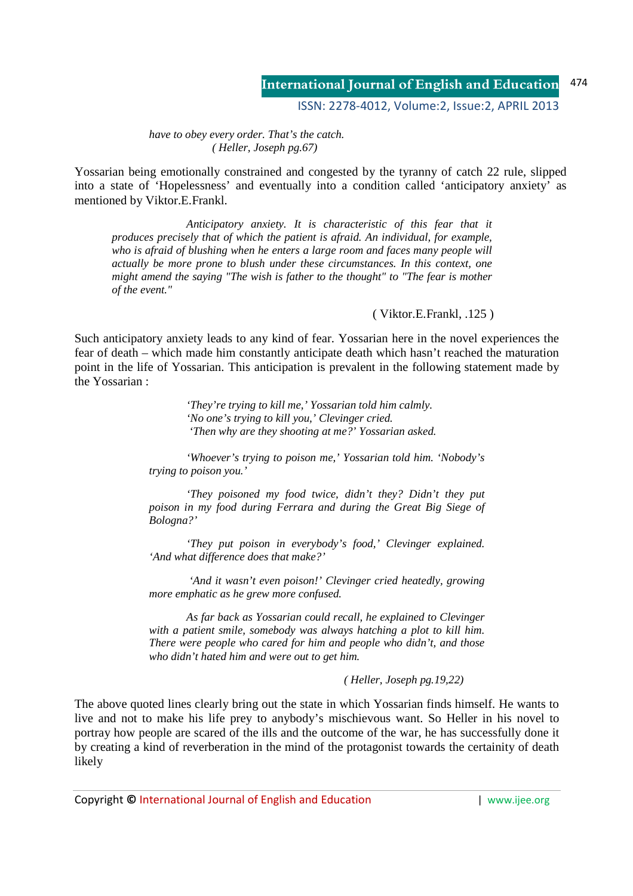*have to obey every order. That's the catch.*
*( Heller, Joseph pg.67)*

Yossarian being emotionally constrained and congested by the tyranny of catch 22 rule, slipped into a state of 'Hopelessness' and eventually into a condition called 'anticipatory anxiety' as mentioned by Viktor.E.Frankl.

> *Anticipatory anxiety. It is characteristic of this fear that it produces precisely that of which the patient is afraid. An individual, for example, who is afraid of blushing when he enters a large room and faces many people will actually be more prone to blush under these circumstances. In this context, one might amend the saying "The wish is father to the thought" to "The fear is mother of the event."*
>
> ( Viktor.E.Frankl, .125 )

Such anticipatory anxiety leads to any kind of fear. Yossarian here in the novel experiences the fear of death – which made him constantly anticipate death which hasn't reached the maturation point in the life of Yossarian. This anticipation is prevalent in the following statement made by the Yossarian :

> *'They're trying to kill me,' Yossarian told him calmly.*
> *'No one's trying to kill you,' Clevinger cried.*
> *'Then why are they shooting at me?' Yossarian asked.*
>
> *'Whoever's trying to poison me,' Yossarian told him. 'Nobody's trying to poison you.'*
>
> *'They poisoned my food twice, didn't they? Didn't they put poison in my food during Ferrara and during the Great Big Siege of Bologna?'*
>
> *'They put poison in everybody's food,' Clevinger explained. 'And what difference does that make?'*
>
> *'And it wasn't even poison!' Clevinger cried heatedly, growing more emphatic as he grew more confused.*
>
> *As far back as Yossarian could recall, he explained to Clevinger with a patient smile, somebody was always hatching a plot to kill him. There were people who cared for him and people who didn't, and those who didn't hated him and were out to get him.*
>
> *( Heller, Joseph pg.19,22)*

The above quoted lines clearly bring out the state in which Yossarian finds himself. He wants to live and not to make his life prey to anybody's mischievous want. So Heller in his novel to portray how people are scared of the ills and the outcome of the war, he has successfully done it by creating a kind of reverberation in the mind of the protagonist towards the certainity of death likely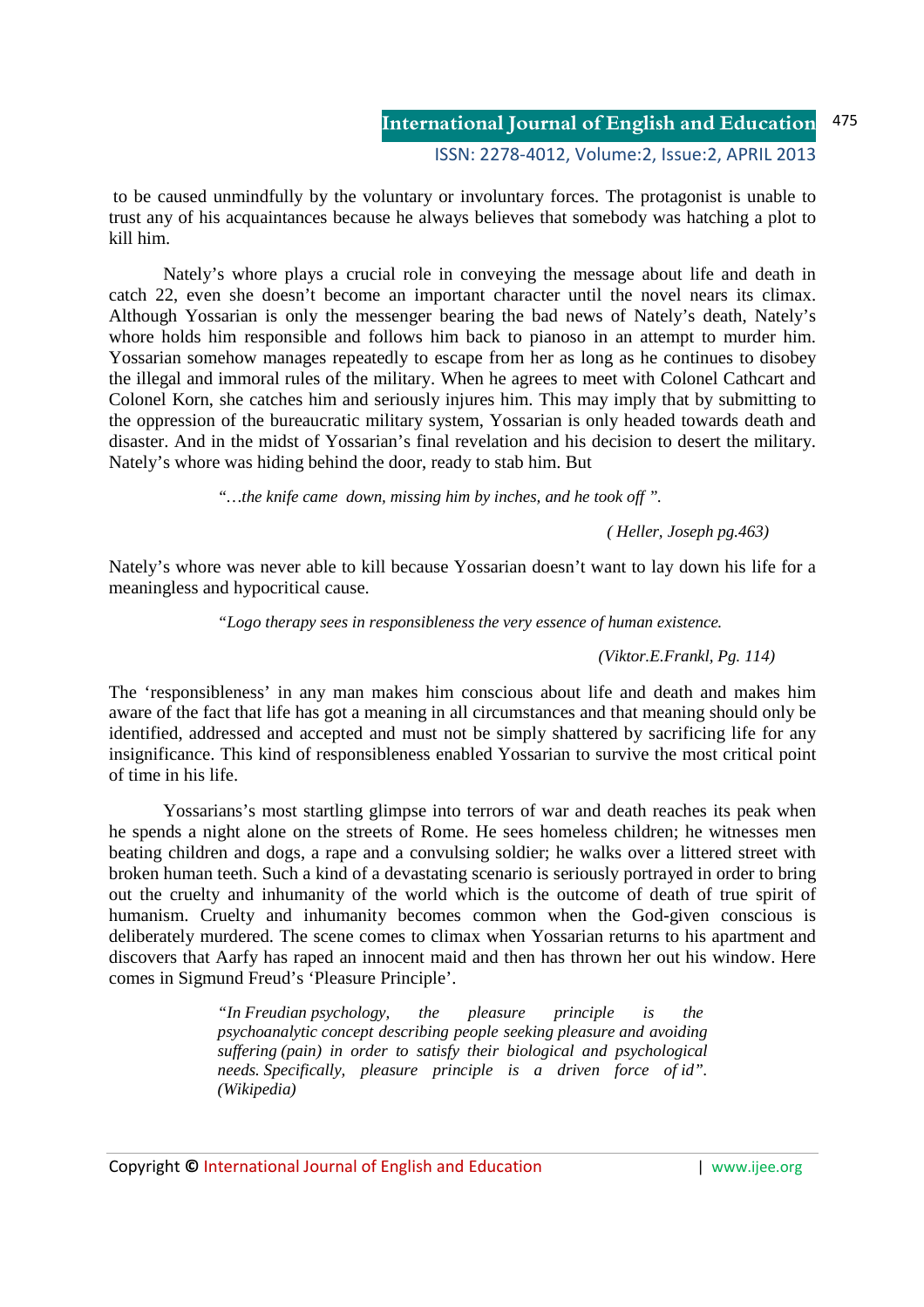to be caused unmindfully by the voluntary or involuntary forces. The protagonist is unable to trust any of his acquaintances because he always believes that somebody was hatching a plot to kill him.

Nately's whore plays a crucial role in conveying the message about life and death in catch 22, even she doesn't become an important character until the novel nears its climax. Although Yossarian is only the messenger bearing the bad news of Nately's death, Nately's whore holds him responsible and follows him back to pianoso in an attempt to murder him. Yossarian somehow manages repeatedly to escape from her as long as he continues to disobey the illegal and immoral rules of the military. When he agrees to meet with Colonel Cathcart and Colonel Korn, she catches him and seriously injures him. This may imply that by submitting to the oppression of the bureaucratic military system, Yossarian is only headed towards death and disaster. And in the midst of Yossarian's final revelation and his decision to desert the military. Nately's whore was hiding behind the door, ready to stab him. But

> *"…the knife came down, missing him by inches, and he took off ".*
>
> *( Heller, Joseph pg.463)*

Nately's whore was never able to kill because Yossarian doesn't want to lay down his life for a meaningless and hypocritical cause.

> *"Logo therapy sees in responsibleness the very essence of human existence.*
>
> *(Viktor.E.Frankl, Pg. 114)*

The 'responsibleness' in any man makes him conscious about life and death and makes him aware of the fact that life has got a meaning in all circumstances and that meaning should only be identified, addressed and accepted and must not be simply shattered by sacrificing life for any insignificance. This kind of responsibleness enabled Yossarian to survive the most critical point of time in his life.

Yossarians's most startling glimpse into terrors of war and death reaches its peak when he spends a night alone on the streets of Rome. He sees homeless children; he witnesses men beating children and dogs, a rape and a convulsing soldier; he walks over a littered street with broken human teeth. Such a kind of a devastating scenario is seriously portrayed in order to bring out the cruelty and inhumanity of the world which is the outcome of death of true spirit of humanism. Cruelty and inhumanity becomes common when the God-given conscious is deliberately murdered. The scene comes to climax when Yossarian returns to his apartment and discovers that Aarfy has raped an innocent maid and then has thrown her out his window. Here comes in Sigmund Freud's 'Pleasure Principle'.

> *"In Freudian psychology, the pleasure principle is the psychoanalytic concept describing people seeking pleasure and avoiding suffering (pain) in order to satisfy their biological and psychological needs. Specifically, pleasure principle is a driven force of id". (Wikipedia)*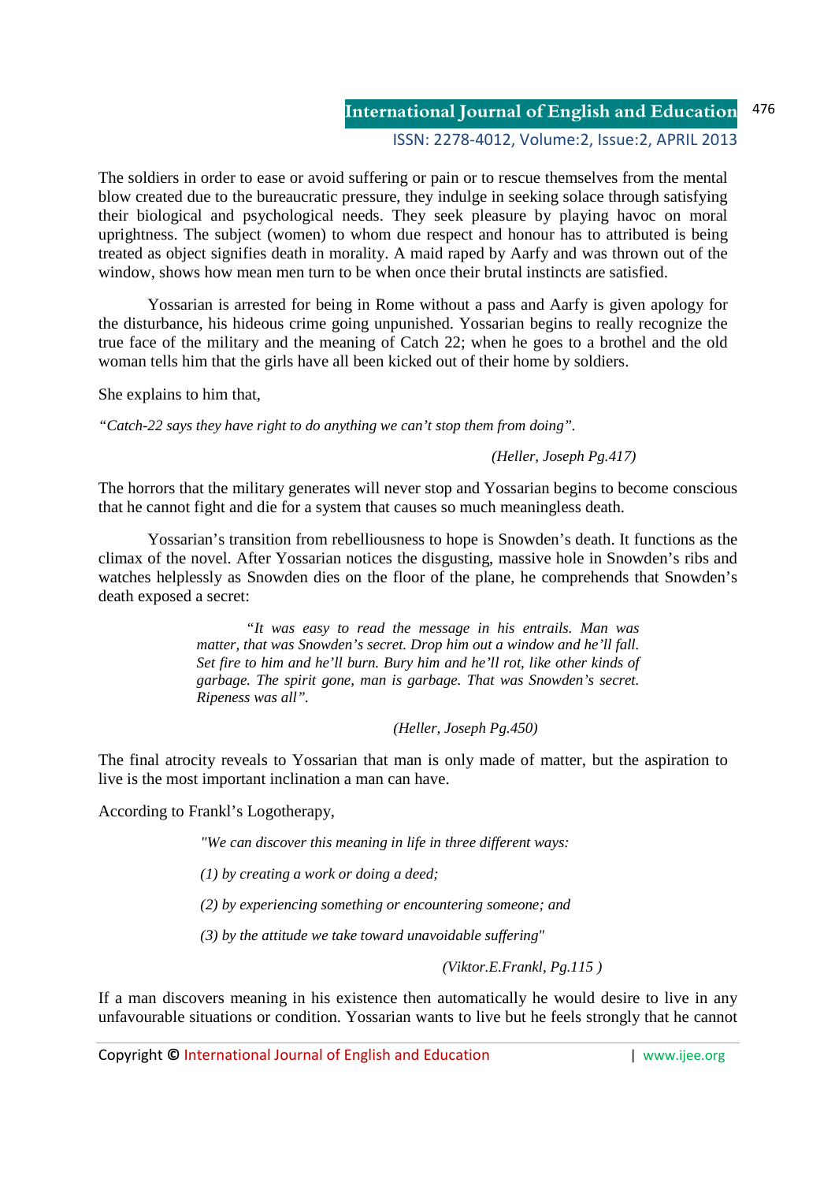The soldiers in order to ease or avoid suffering or pain or to rescue themselves from the mental blow created due to the bureaucratic pressure, they indulge in seeking solace through satisfying their biological and psychological needs. They seek pleasure by playing havoc on moral uprightness. The subject (women) to whom due respect and honour has to attributed is being treated as object signifies death in morality. A maid raped by Aarfy and was thrown out of the window, shows how mean men turn to be when once their brutal instincts are satisfied.

Yossarian is arrested for being in Rome without a pass and Aarfy is given apology for the disturbance, his hideous crime going unpunished. Yossarian begins to really recognize the true face of the military and the meaning of Catch 22; when he goes to a brothel and the old woman tells him that the girls have all been kicked out of their home by soldiers.

She explains to him that,

*"Catch-22 says they have right to do anything we can't stop them from doing".*

*(Heller, Joseph Pg.417)*

The horrors that the military generates will never stop and Yossarian begins to become conscious that he cannot fight and die for a system that causes so much meaningless death.

Yossarian's transition from rebelliousness to hope is Snowden's death. It functions as the climax of the novel. After Yossarian notices the disgusting, massive hole in Snowden's ribs and watches helplessly as Snowden dies on the floor of the plane, he comprehends that Snowden's death exposed a secret:

> *"It was easy to read the message in his entrails. Man was matter, that was Snowden's secret. Drop him out a window and he'll fall. Set fire to him and he'll burn. Bury him and he'll rot, like other kinds of garbage. The spirit gone, man is garbage. That was Snowden's secret. Ripeness was all".*
>
> *(Heller, Joseph Pg.450)*

The final atrocity reveals to Yossarian that man is only made of matter, but the aspiration to live is the most important inclination a man can have.

According to Frankl's Logotherapy,

> *"We can discover this meaning in life in three different ways:*
>
> *(1) by creating a work or doing a deed;*
>
> *(2) by experiencing something or encountering someone; and*
>
> *(3) by the attitude we take toward unavoidable suffering"*
>
> *(Viktor.E.Frankl, Pg.115 )*

If a man discovers meaning in his existence then automatically he would desire to live in any unfavourable situations or condition. Yossarian wants to live but he feels strongly that he cannot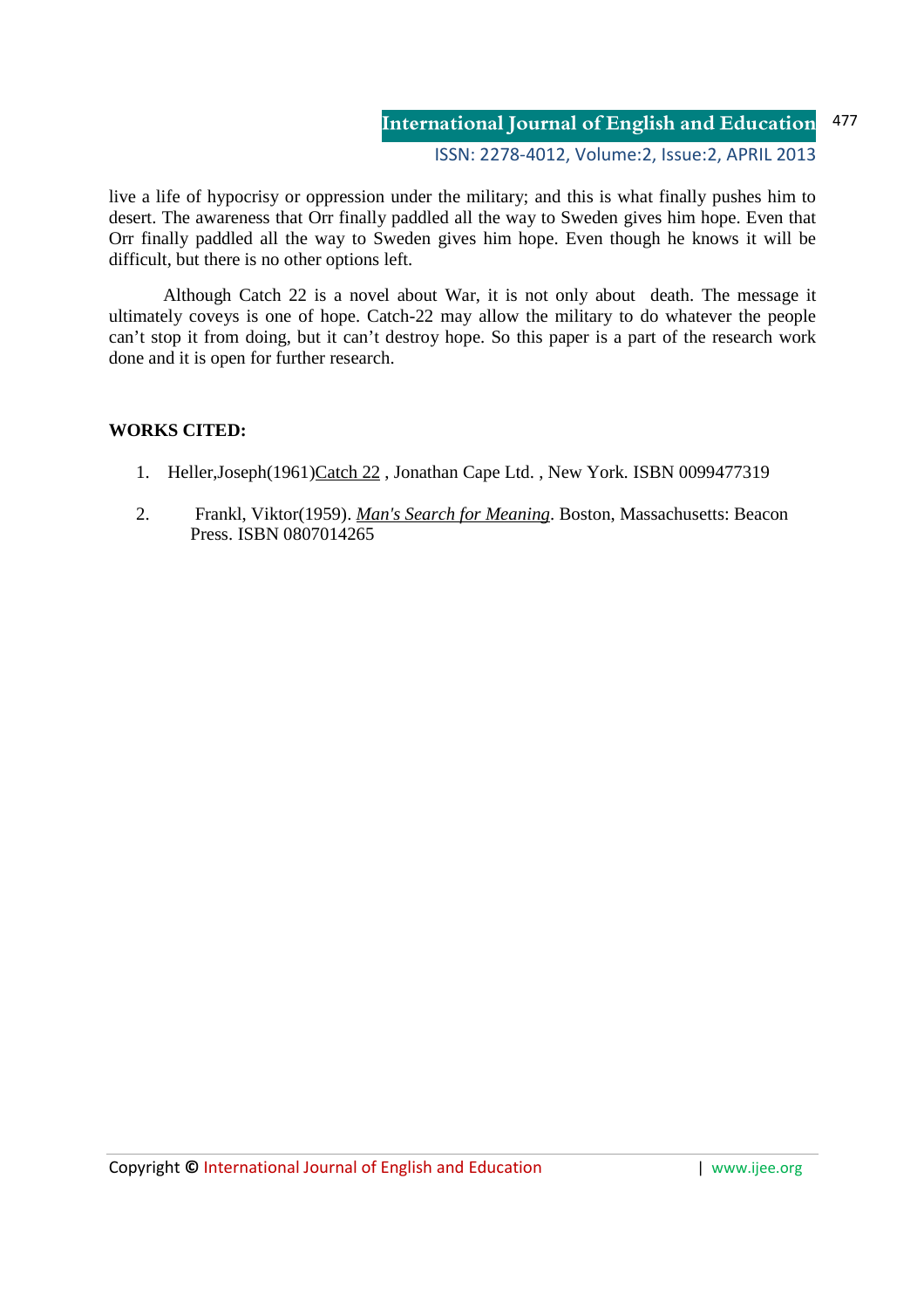live a life of hypocrisy or oppression under the military; and this is what finally pushes him to desert. The awareness that Orr finally paddled all the way to Sweden gives him hope. Even that Orr finally paddled all the way to Sweden gives him hope. Even though he knows it will be difficult, but there is no other options left.

Although Catch 22 is a novel about War, it is not only about death. The message it ultimately coveys is one of hope. Catch-22 may allow the military to do whatever the people can't stop it from doing, but it can't destroy hope. So this paper is a part of the research work done and it is open for further research.

**WORKS CITED:**

1. Heller,Joseph(1961)Catch 22 , Jonathan Cape Ltd. , New York. ISBN 0099477319
2. Frankl, Viktor(1959). *Man's Search for Meaning*. Boston, Massachusetts: Beacon Press. ISBN 0807014265